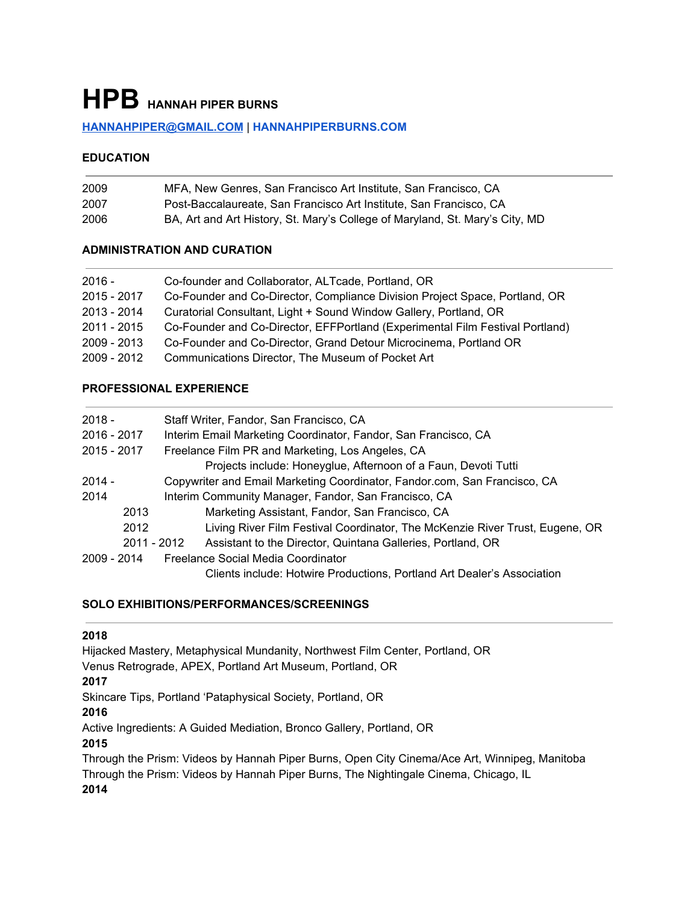# HPB HANNAH PIPER BURNS

**[HANNAHPIPER@GMAIL.COM](mailto:HANNAHPIPER@GMAIL.COM)** | **[HANNAHPIPERBURNS.COM](http://HANNAHPIPERBURNS.COM)**

## EDUCATION

2009 MFA, New Genres, San Francisco Art Institute, San Francisco, CA

2007 Post-Baccalaureate, San Francisco Art Institute, San Francisco, CA

2006 BA, Art and Art History, St. Mary's College of Maryland, St. Mary's City, MD

## ADMINISTRATION AND CURATION

2016 - Co-founder and Collaborator, ALTcade, Portland, OR

2015 - 2017 Co-Founder and Co-Director, Compliance Division Project Space, Portland, OR

2013 - 2014 Curatorial Consultant, Light + Sound Window Gallery, Portland, OR

2011 - 2015 Co-Founder and Co-Director, EFFPortland (Experimental Film Festival Portland)

2009 - 2013 Co-Founder and Co-Director, Grand Detour Microcinema, Portland OR

2009 - 2012 Communications Director, The Museum of Pocket Art

## PROFESSIONAL EXPERIENCE

2018 - Staff Writer, Fandor, San Francisco, CA

2016 - 2017 Interim Email Marketing Coordinator, Fandor, San Francisco, CA

2015 - 2017 Freelance Film PR and Marketing, Los Angeles, CA
Projects include: Honeyglue, Afternoon of a Faun, Devoti Tutti

2014 - Copywriter and Email Marketing Coordinator, Fandor.com, San Francisco, CA

2014 Interim Community Manager, Fandor, San Francisco, CA

2013 Marketing Assistant, Fandor, San Francisco, CA

2012 Living River Film Festival Coordinator, The McKenzie River Trust, Eugene, OR

2011 - 2012 Assistant to the Director, Quintana Galleries, Portland, OR

2009 - 2014 Freelance Social Media Coordinator
Clients include: Hotwire Productions, Portland Art Dealer's Association

## SOLO EXHIBITIONS/PERFORMANCES/SCREENINGS

**2018**

Hijacked Mastery, Metaphysical Mundanity, Northwest Film Center, Portland, OR

Venus Retrograde, APEX, Portland Art Museum, Portland, OR

**2017**

Skincare Tips, Portland 'Pataphysical Society, Portland, OR

**2016**

Active Ingredients: A Guided Mediation, Bronco Gallery, Portland, OR

**2015**

Through the Prism: Videos by Hannah Piper Burns, Open City Cinema/Ace Art, Winnipeg, Manitoba

Through the Prism: Videos by Hannah Piper Burns, The Nightingale Cinema, Chicago, IL

**2014**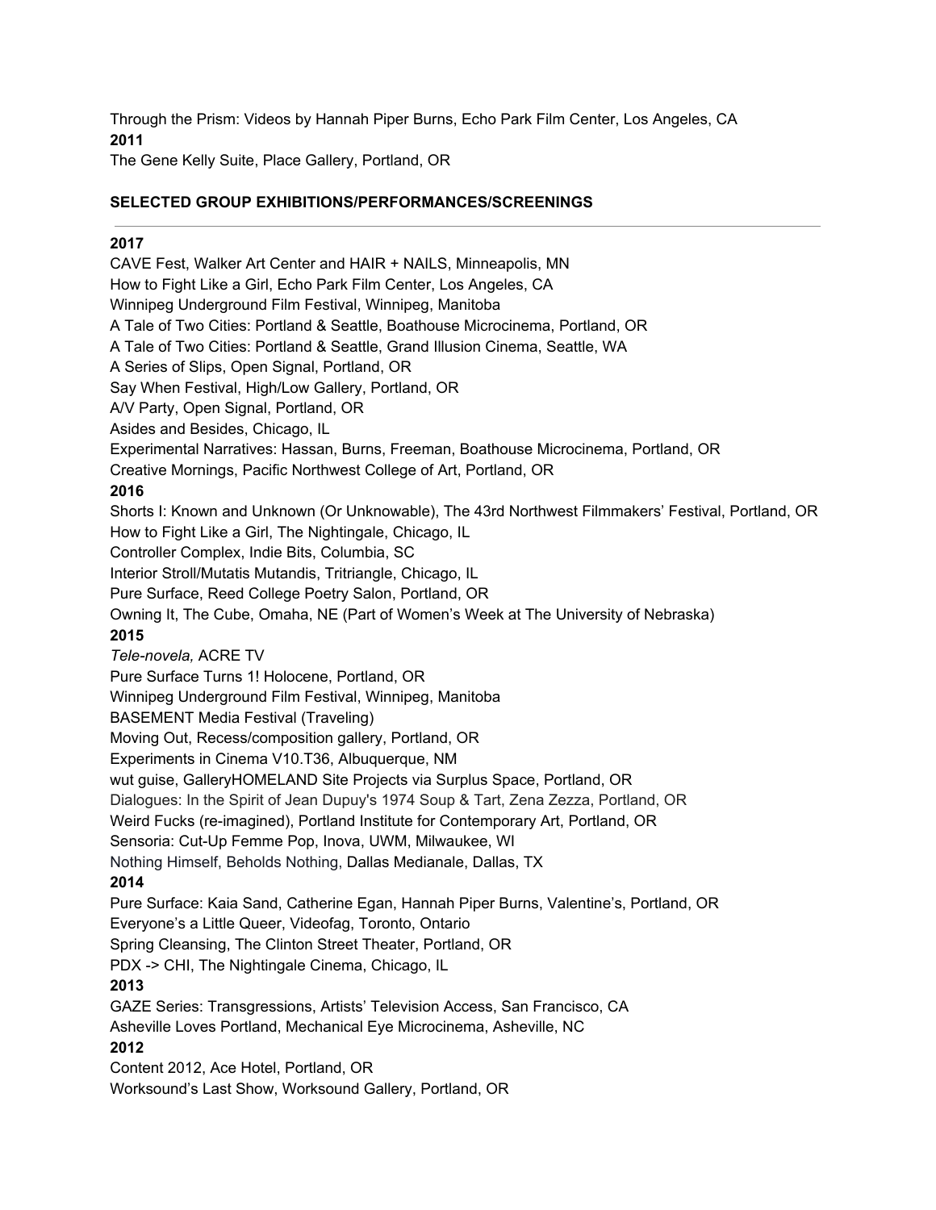Through the Prism: Videos by Hannah Piper Burns, Echo Park Film Center, Los Angeles, CA

**2011**

The Gene Kelly Suite, Place Gallery, Portland, OR

**SELECTED GROUP EXHIBITIONS/PERFORMANCES/SCREENINGS**

---

**2017**

CAVE Fest, Walker Art Center and HAIR + NAILS, Minneapolis, MN
How to Fight Like a Girl, Echo Park Film Center, Los Angeles, CA
Winnipeg Underground Film Festival, Winnipeg, Manitoba
A Tale of Two Cities: Portland & Seattle, Boathouse Microcinema, Portland, OR
A Tale of Two Cities: Portland & Seattle, Grand Illusion Cinema, Seattle, WA
A Series of Slips, Open Signal, Portland, OR
Say When Festival, High/Low Gallery, Portland, OR
A/V Party, Open Signal, Portland, OR
Asides and Besides, Chicago, IL
Experimental Narratives: Hassan, Burns, Freeman, Boathouse Microcinema, Portland, OR
Creative Mornings, Pacific Northwest College of Art, Portland, OR

**2016**

Shorts I: Known and Unknown (Or Unknowable), The 43rd Northwest Filmmakers' Festival, Portland, OR
How to Fight Like a Girl, The Nightingale, Chicago, IL
Controller Complex, Indie Bits, Columbia, SC
Interior Stroll/Mutatis Mutandis, Tritriangle, Chicago, IL
Pure Surface, Reed College Poetry Salon, Portland, OR
Owning It, The Cube, Omaha, NE (Part of Women's Week at The University of Nebraska)

**2015**

*Tele-novela,* ACRE TV
Pure Surface Turns 1! Holocene, Portland, OR
Winnipeg Underground Film Festival, Winnipeg, Manitoba
BASEMENT Media Festival (Traveling)
Moving Out, Recess/composition gallery, Portland, OR
Experiments in Cinema V10.T36, Albuquerque, NM
wut guise, GalleryHOMELAND Site Projects via Surplus Space, Portland, OR
Dialogues: In the Spirit of Jean Dupuy's 1974 Soup & Tart, Zena Zezza, Portland, OR
Weird Fucks (re-imagined), Portland Institute for Contemporary Art, Portland, OR
Sensoria: Cut-Up Femme Pop, Inova, UWM, Milwaukee, WI
Nothing Himself, Beholds Nothing, Dallas Medianale, Dallas, TX

**2014**

Pure Surface: Kaia Sand, Catherine Egan, Hannah Piper Burns, Valentine's, Portland, OR
Everyone's a Little Queer, Videofag, Toronto, Ontario
Spring Cleansing, The Clinton Street Theater, Portland, OR
PDX -> CHI, The Nightingale Cinema, Chicago, IL

**2013**

GAZE Series: Transgressions, Artists' Television Access, San Francisco, CA
Asheville Loves Portland, Mechanical Eye Microcinema, Asheville, NC

**2012**

Content 2012, Ace Hotel, Portland, OR
Worksound's Last Show, Worksound Gallery, Portland, OR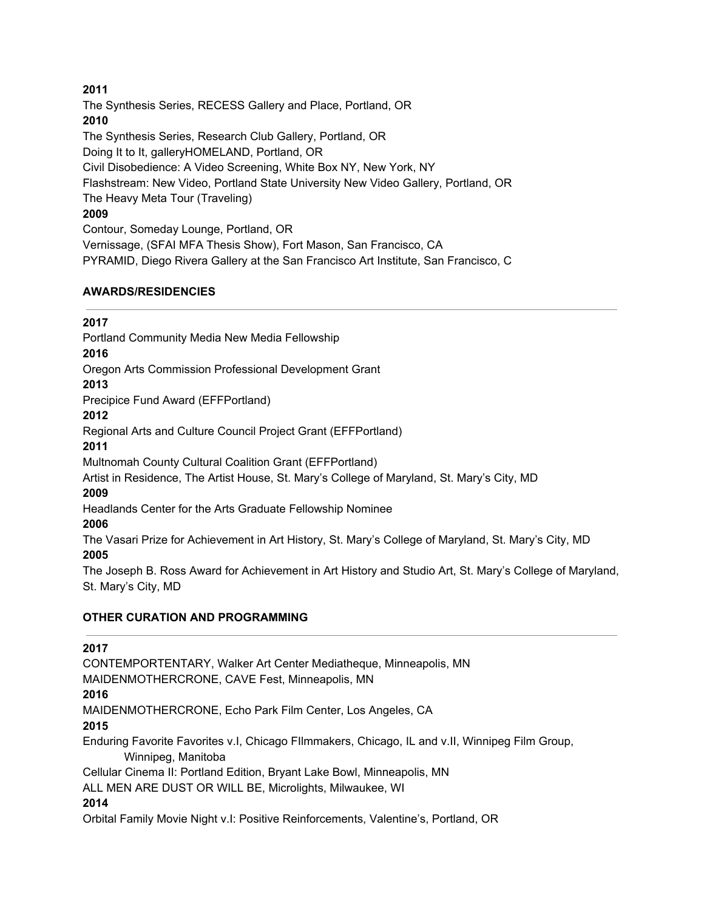**2011**

The Synthesis Series, RECESS Gallery and Place, Portland, OR

**2010**

The Synthesis Series, Research Club Gallery, Portland, OR

Doing It to It, galleryHOMELAND, Portland, OR

Civil Disobedience: A Video Screening, White Box NY, New York, NY

Flashstream: New Video, Portland State University New Video Gallery, Portland, OR

The Heavy Meta Tour (Traveling)

**2009**

Contour, Someday Lounge, Portland, OR

Vernissage, (SFAI MFA Thesis Show), Fort Mason, San Francisco, CA

PYRAMID, Diego Rivera Gallery at the San Francisco Art Institute, San Francisco, C

## AWARDS/RESIDENCIES

**2017**

Portland Community Media New Media Fellowship

**2016**

Oregon Arts Commission Professional Development Grant

**2013**

Precipice Fund Award (EFFPortland)

**2012**

Regional Arts and Culture Council Project Grant (EFFPortland)

**2011**

Multnomah County Cultural Coalition Grant (EFFPortland)

Artist in Residence, The Artist House, St. Mary's College of Maryland, St. Mary's City, MD

**2009**

Headlands Center for the Arts Graduate Fellowship Nominee

**2006**

The Vasari Prize for Achievement in Art History, St. Mary's College of Maryland, St. Mary's City, MD

**2005**

The Joseph B. Ross Award for Achievement in Art History and Studio Art, St. Mary's College of Maryland, St. Mary's City, MD

## OTHER CURATION AND PROGRAMMING

**2017**

CONTEMPORTENTARY, Walker Art Center Mediatheque, Minneapolis, MN

MAIDENMOTHERCRONE, CAVE Fest, Minneapolis, MN

**2016**

MAIDENMOTHERCRONE, Echo Park Film Center, Los Angeles, CA

**2015**

Enduring Favorite Favorites v.I, Chicago FIlmmakers, Chicago, IL and v.II, Winnipeg Film Group, Winnipeg, Manitoba

Cellular Cinema II: Portland Edition, Bryant Lake Bowl, Minneapolis, MN

ALL MEN ARE DUST OR WILL BE, Microlights, Milwaukee, WI

**2014**

Orbital Family Movie Night v.I: Positive Reinforcements, Valentine's, Portland, OR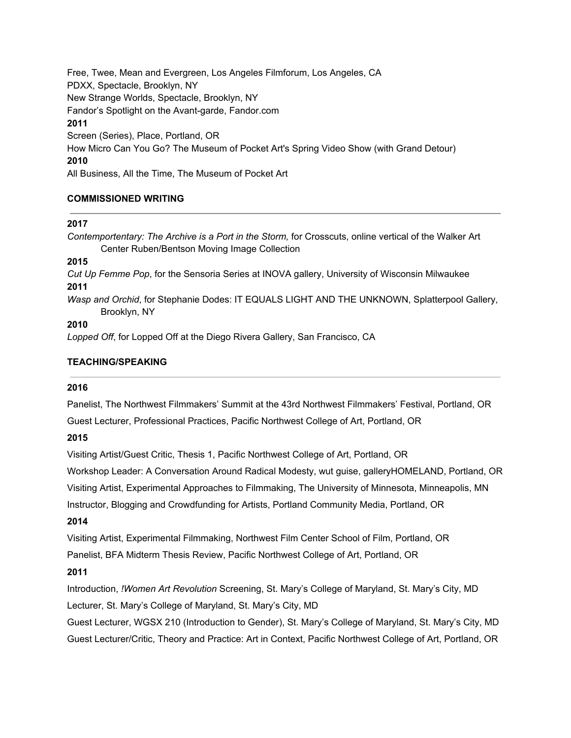Free, Twee, Mean and Evergreen, Los Angeles Filmforum, Los Angeles, CA
PDXX, Spectacle, Brooklyn, NY
New Strange Worlds, Spectacle, Brooklyn, NY
Fandor's Spotlight on the Avant-garde, Fandor.com

**2011**

Screen (Series), Place, Portland, OR
How Micro Can You Go? The Museum of Pocket Art's Spring Video Show (with Grand Detour)

**2010**

All Business, All the Time, The Museum of Pocket Art

## COMMISSIONED WRITING

**2017**

*Contemportentary: The Archive is a Port in the Storm,* for Crosscuts, online vertical of the Walker Art Center Ruben/Bentson Moving Image Collection

**2015**

*Cut Up Femme Pop*, for the Sensoria Series at INOVA gallery, University of Wisconsin Milwaukee

**2011**

*Wasp and Orchid*, for Stephanie Dodes: IT EQUALS LIGHT AND THE UNKNOWN, Splatterpool Gallery, Brooklyn, NY

**2010**

*Lopped Off*, for Lopped Off at the Diego Rivera Gallery, San Francisco, CA

## TEACHING/SPEAKING

**2016**

Panelist, The Northwest Filmmakers' Summit at the 43rd Northwest Filmmakers' Festival, Portland, OR

Guest Lecturer, Professional Practices, Pacific Northwest College of Art, Portland, OR

**2015**

Visiting Artist/Guest Critic, Thesis 1, Pacific Northwest College of Art, Portland, OR

Workshop Leader: A Conversation Around Radical Modesty, wut guise, galleryHOMELAND, Portland, OR

Visiting Artist, Experimental Approaches to Filmmaking, The University of Minnesota, Minneapolis, MN

Instructor, Blogging and Crowdfunding for Artists, Portland Community Media, Portland, OR

**2014**

Visiting Artist, Experimental Filmmaking, Northwest Film Center School of Film, Portland, OR

Panelist, BFA Midterm Thesis Review, Pacific Northwest College of Art, Portland, OR

**2011**

Introduction, *!Women Art Revolution* Screening, St. Mary's College of Maryland, St. Mary's City, MD

Lecturer, St. Mary's College of Maryland, St. Mary's City, MD

Guest Lecturer, WGSX 210 (Introduction to Gender), St. Mary's College of Maryland, St. Mary's City, MD

Guest Lecturer/Critic, Theory and Practice: Art in Context, Pacific Northwest College of Art, Portland, OR